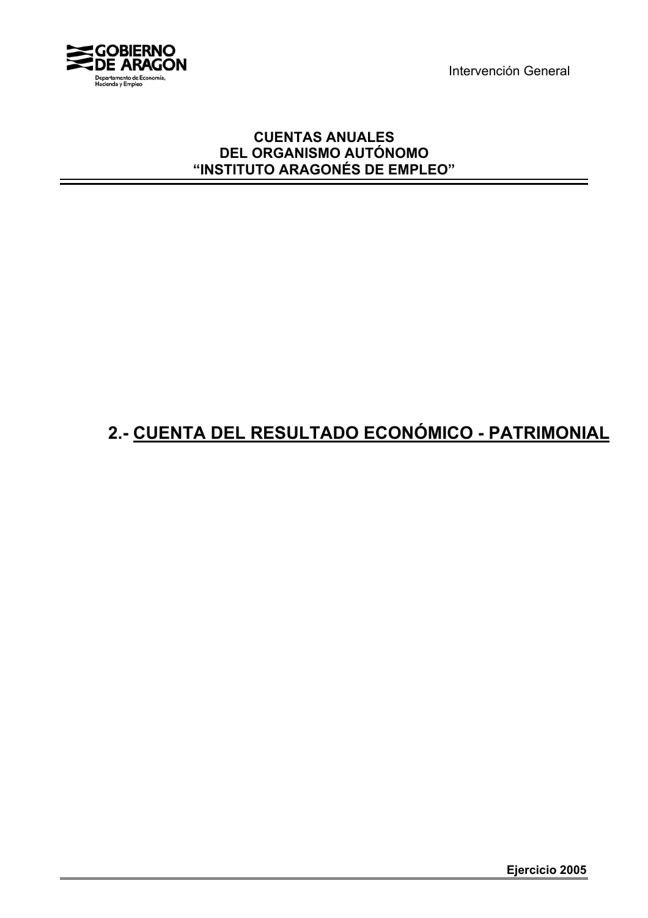**GOBIERNO DE ARAGON**
Departamento de Economía, Hacienda y Empleo

Intervención General

**CUENTAS ANUALES**
**DEL ORGANISMO AUTÓNOMO**
**"INSTITUTO ARAGONÉS DE EMPLEO"**

# 2.- CUENTA DEL RESULTADO ECONÓMICO - PATRIMONIAL

**Ejercicio 2005**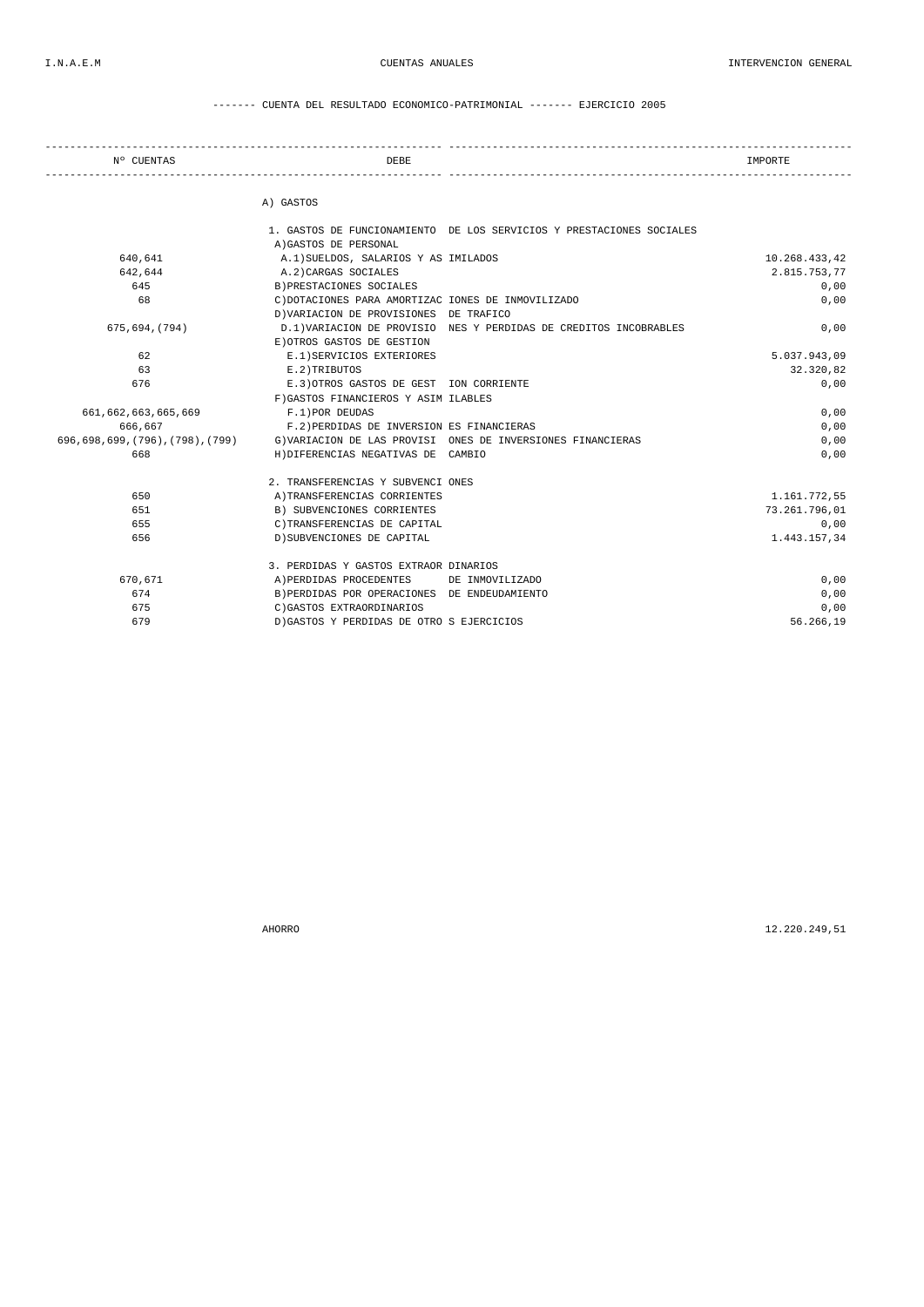------- CUENTA DEL RESULTADO ECONOMICO-PATRIMONIAL ------- EJERCICIO 2005

| Nº CUENTAS | DEBE | IMPORTE |
|---|---|---|
| | A) GASTOS | |
| | 1. GASTOS DE FUNCIONAMIENTO DE LOS SERVICIOS Y PRESTACIONES SOCIALES | |
| | A)GASTOS DE PERSONAL | |
| 640,641 | A.1)SUELDOS, SALARIOS Y ASIMILADOS | 10.268.433,42 |
| 642,644 | A.2)CARGAS SOCIALES | 2.815.753,77 |
| 645 | B)PRESTACIONES SOCIALES | 0,00 |
| 68 | C)DOTACIONES PARA AMORTIZACIONES DE INMOVILIZADO | 0,00 |
| | D)VARIACION DE PROVISIONES DE TRAFICO | |
| 675,694,(794) | D.1)VARIACION DE PROVISIONES Y PERDIDAS DE CREDITOS INCOBRABLES | 0,00 |
| | E)OTROS GASTOS DE GESTION | |
| 62 | E.1)SERVICIOS EXTERIORES | 5.037.943,09 |
| 63 | E.2)TRIBUTOS | 32.320,82 |
| 676 | E.3)OTROS GASTOS DE GESTION CORRIENTE | 0,00 |
| | F)GASTOS FINANCIEROS Y ASIMILABLES | |
| 661,662,663,665,669 | F.1)POR DEUDAS | 0,00 |
| 666,667 | F.2)PERDIDAS DE INVERSIONES FINANCIERAS | 0,00 |
| 696,698,699,(796),(798),(799) | G)VARIACION DE LAS PROVISIONES DE INVERSIONES FINANCIERAS | 0,00 |
| 668 | H)DIFERENCIAS NEGATIVAS DE CAMBIO | 0,00 |
| | 2. TRANSFERENCIAS Y SUBVENCIONES | |
| 650 | A)TRANSFERENCIAS CORRIENTES | 1.161.772,55 |
| 651 | B) SUBVENCIONES CORRIENTES | 73.261.796,01 |
| 655 | C)TRANSFERENCIAS DE CAPITAL | 0,00 |
| 656 | D)SUBVENCIONES DE CAPITAL | 1.443.157,34 |
| | 3. PERDIDAS Y GASTOS EXTRAORDINARIOS | |
| 670,671 | A)PERDIDAS PROCEDENTES DE INMOVILIZADO | 0,00 |
| 674 | B)PERDIDAS POR OPERACIONES DE ENDEUDAMIENTO | 0,00 |
| 675 | C)GASTOS EXTRAORDINARIOS | 0,00 |
| 679 | D)GASTOS Y PERDIDAS DE OTROS EJERCICIOS | 56.266,19 |
| | AHORRO | 12.220.249,51 |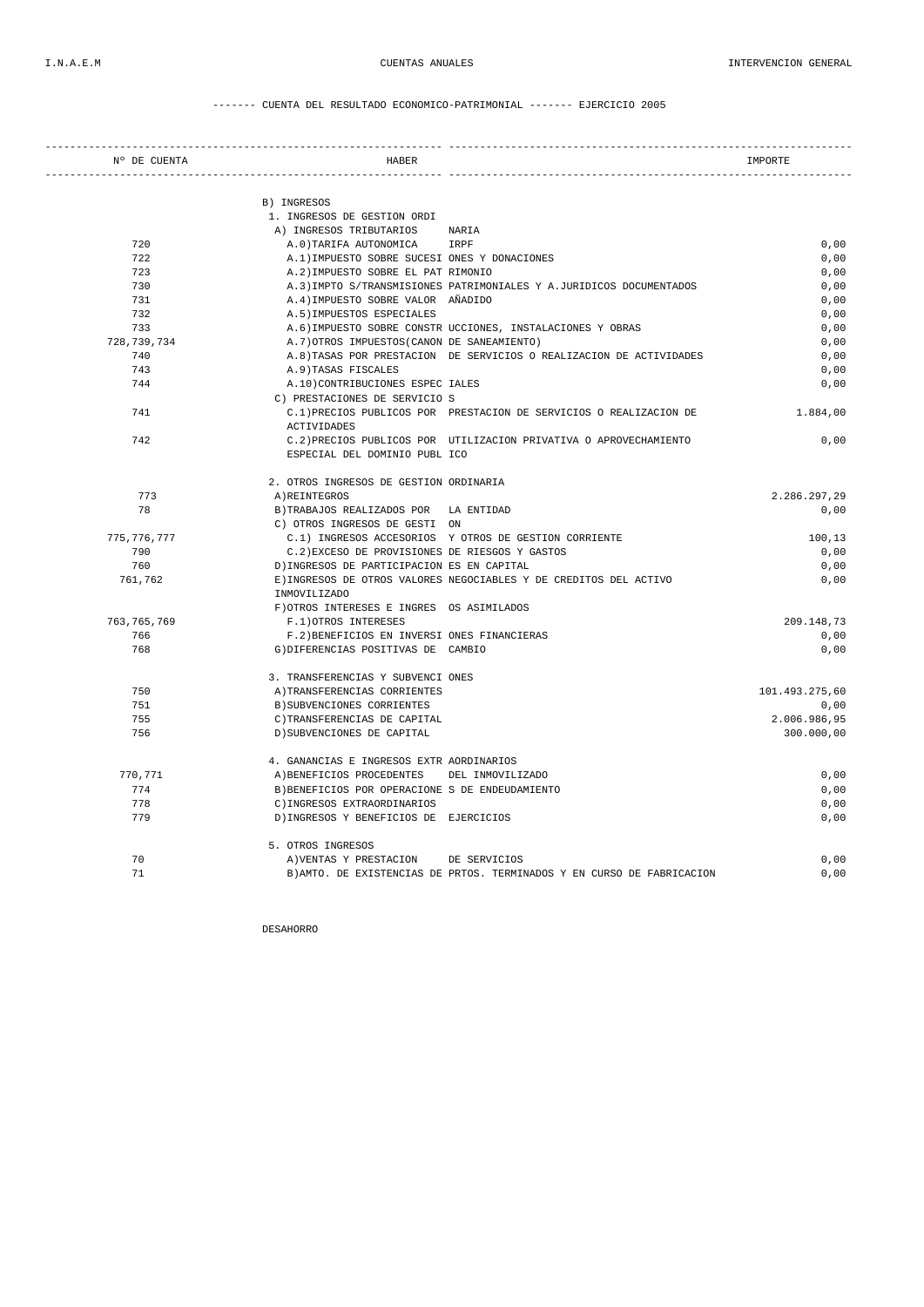I.N.A.E.M — CUENTAS ANUALES — INTERVENCION GENERAL

------- CUENTA DEL RESULTADO ECONOMICO-PATRIMONIAL ------- EJERCICIO 2005

| Nº DE CUENTA | HABER | IMPORTE |
|---|---|---|
| | B) INGRESOS | |
| | 1. INGRESOS DE GESTION ORDINARIA | |
| | A) INGRESOS TRIBUTARIOS | |
| 720 | A.0)TARIFA AUTONOMICA IRPF | 0,00 |
| 722 | A.1)IMPUESTO SOBRE SUCESIONES Y DONACIONES | 0,00 |
| 723 | A.2)IMPUESTO SOBRE EL PATRIMONIO | 0,00 |
| 730 | A.3)IMPTO S/TRANSMISIONES PATRIMONIALES Y A.JURIDICOS DOCUMENTADOS | 0,00 |
| 731 | A.4)IMPUESTO SOBRE VALOR AÑADIDO | 0,00 |
| 732 | A.5)IMPUESTOS ESPECIALES | 0,00 |
| 733 | A.6)IMPUESTO SOBRE CONSTRUCCIONES, INSTALACIONES Y OBRAS | 0,00 |
| 728,739,734 | A.7)OTROS IMPUESTOS(CANON DE SANEAMIENTO) | 0,00 |
| 740 | A.8)TASAS POR PRESTACION DE SERVICIOS O REALIZACION DE ACTIVIDADES | 0,00 |
| 743 | A.9)TASAS FISCALES | 0,00 |
| 744 | A.10)CONTRIBUCIONES ESPECIALES | 0,00 |
| | C) PRESTACIONES DE SERVICIOS | |
| 741 | C.1)PRECIOS PUBLICOS POR PRESTACION DE SERVICIOS O REALIZACION DE ACTIVIDADES | 1.884,00 |
| 742 | C.2)PRECIOS PUBLICOS POR UTILIZACION PRIVATIVA O APROVECHAMIENTO ESPECIAL DEL DOMINIO PUBLICO | 0,00 |
| | 2. OTROS INGRESOS DE GESTION ORDINARIA | |
| 773 | A)REINTEGROS | 2.286.297,29 |
| 78 | B)TRABAJOS REALIZADOS POR LA ENTIDAD | 0,00 |
| | C) OTROS INGRESOS DE GESTION | |
| 775,776,777 | C.1) INGRESOS ACCESORIOS Y OTROS DE GESTION CORRIENTE | 100,13 |
| 790 | C.2)EXCESO DE PROVISIONES DE RIESGOS Y GASTOS | 0,00 |
| 760 | D)INGRESOS DE PARTICIPACION ES EN CAPITAL | 0,00 |
| 761,762 | E)INGRESOS DE OTROS VALORES NEGOCIABLES Y DE CREDITOS DEL ACTIVO INMOVILIZADO | 0,00 |
| | F)OTROS INTERESES E INGRESOS ASIMILADOS | |
| 763,765,769 | F.1)OTROS INTERESES | 209.148,73 |
| 766 | F.2)BENEFICIOS EN INVERSIONES FINANCIERAS | 0,00 |
| 768 | G)DIFERENCIAS POSITIVAS DE CAMBIO | 0,00 |
| | 3. TRANSFERENCIAS Y SUBVENCIONES | |
| 750 | A)TRANSFERENCIAS CORRIENTES | 101.493.275,60 |
| 751 | B)SUBVENCIONES CORRIENTES | 0,00 |
| 755 | C)TRANSFERENCIAS DE CAPITAL | 2.006.986,95 |
| 756 | D)SUBVENCIONES DE CAPITAL | 300.000,00 |
| | 4. GANANCIAS E INGRESOS EXTRAORDINARIOS | |
| 770,771 | A)BENEFICIOS PROCEDENTES DEL INMOVILIZADO | 0,00 |
| 774 | B)BENEFICIOS POR OPERACIONES DE ENDEUDAMIENTO | 0,00 |
| 778 | C)INGRESOS EXTRAORDINARIOS | 0,00 |
| 779 | D)INGRESOS Y BENEFICIOS DE EJERCICIOS | 0,00 |
| | 5. OTROS INGRESOS | |
| 70 | A)VENTAS Y PRESTACION DE SERVICIOS | 0,00 |
| 71 | B)AMTO. DE EXISTENCIAS DE PRTOS. TERMINADOS Y EN CURSO DE FABRICACION | 0,00 |
| | DESAHORRO | |